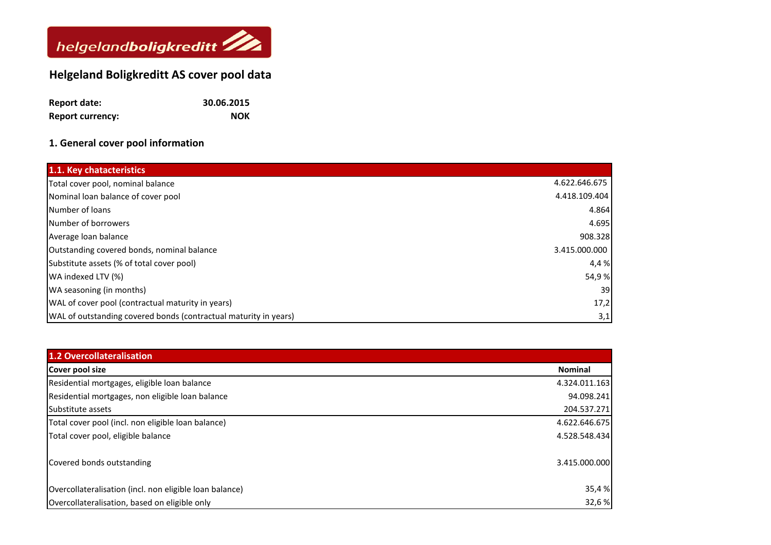helgelandboligkreditt

# Helgeland Boligkreditt AS cover pool data

**Report date:** **30.06.2015**
**Report currency:** **NOK**

## 1. General cover pool information

| 1.1. Key chatacteristics | |
|---|---|
| Total cover pool, nominal balance | 4.622.646.675 |
| Nominal loan balance of cover pool | 4.418.109.404 |
| Number of loans | 4.864 |
| Number of borrowers | 4.695 |
| Average loan balance | 908.328 |
| Outstanding covered bonds, nominal balance | 3.415.000.000 |
| Substitute assets (% of total cover pool) | 4,4 % |
| WA indexed LTV (%) | 54,9 % |
| WA seasoning (in months) | 39 |
| WAL of cover pool (contractual maturity in years) | 17,2 |
| WAL of outstanding covered bonds (contractual maturity in years) | 3,1 |

| 1.2 Overcollateralisation | |
|---|---|
| **Cover pool size** | **Nominal** |
| Residential mortgages, eligible loan balance | 4.324.011.163 |
| Residential mortgages, non eligible loan balance | 94.098.241 |
| Substitute assets | 204.537.271 |
| Total cover pool (incl. non eligible loan balance) | 4.622.646.675 |
| Total cover pool, eligible balance | 4.528.548.434 |
| Covered bonds outstanding | 3.415.000.000 |
| Overcollateralisation (incl. non eligible loan balance) | 35,4 % |
| Overcollateralisation, based on eligible only | 32,6 % |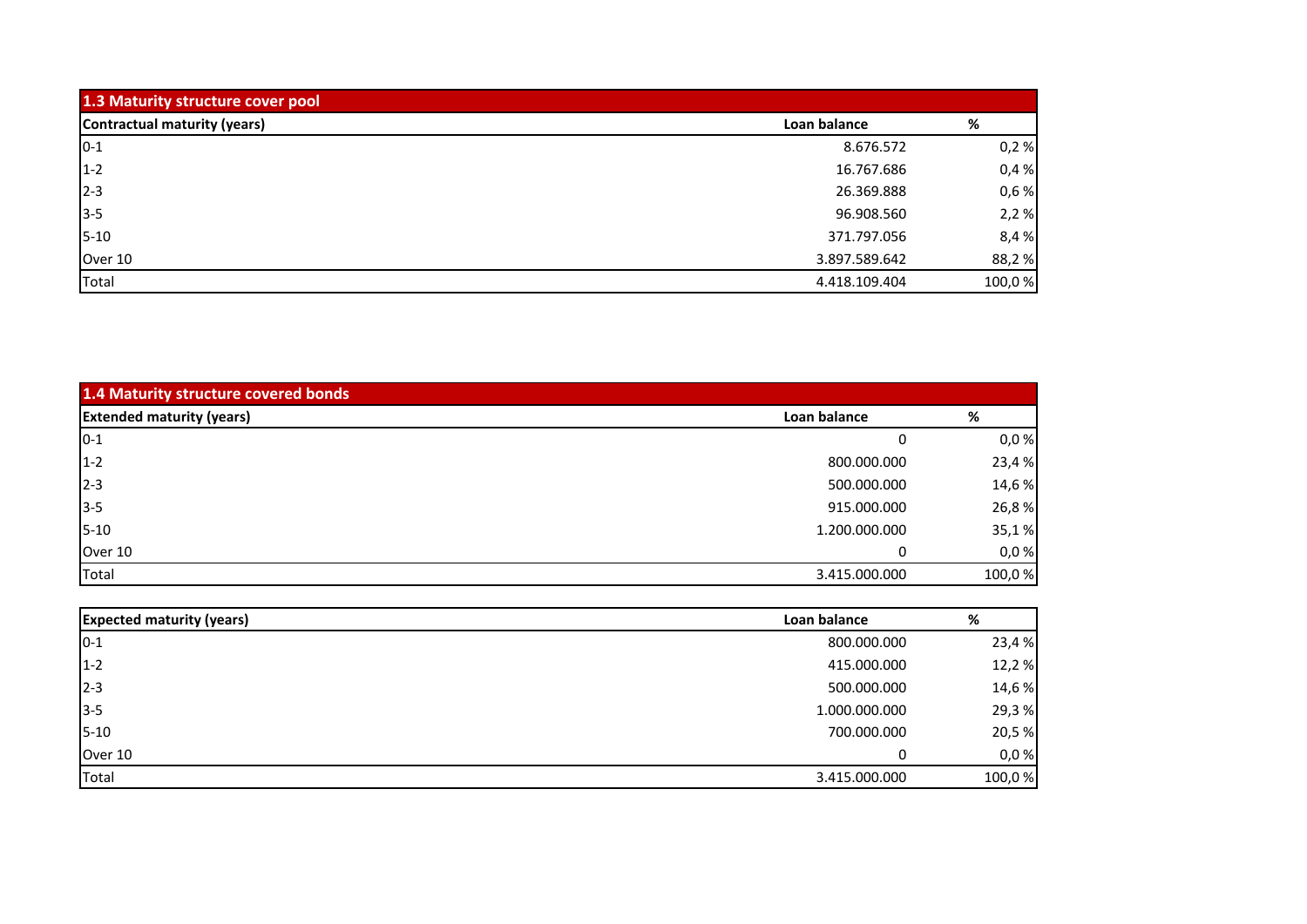## 1.3 Maturity structure cover pool

| Contractual maturity (years) | Loan balance | % |
|---|---|---|
| 0-1 | 8.676.572 | 0,2 % |
| 1-2 | 16.767.686 | 0,4 % |
| 2-3 | 26.369.888 | 0,6 % |
| 3-5 | 96.908.560 | 2,2 % |
| 5-10 | 371.797.056 | 8,4 % |
| Over 10 | 3.897.589.642 | 88,2 % |
| Total | 4.418.109.404 | 100,0 % |

## 1.4 Maturity structure covered bonds

| Extended maturity (years) | Loan balance | % |
|---|---|---|
| 0-1 | 0 | 0,0 % |
| 1-2 | 800.000.000 | 23,4 % |
| 2-3 | 500.000.000 | 14,6 % |
| 3-5 | 915.000.000 | 26,8 % |
| 5-10 | 1.200.000.000 | 35,1 % |
| Over 10 | 0 | 0,0 % |
| Total | 3.415.000.000 | 100,0 % |

| Expected maturity (years) | Loan balance | % |
|---|---|---|
| 0-1 | 800.000.000 | 23,4 % |
| 1-2 | 415.000.000 | 12,2 % |
| 2-3 | 500.000.000 | 14,6 % |
| 3-5 | 1.000.000.000 | 29,3 % |
| 5-10 | 700.000.000 | 20,5 % |
| Over 10 | 0 | 0,0 % |
| Total | 3.415.000.000 | 100,0 % |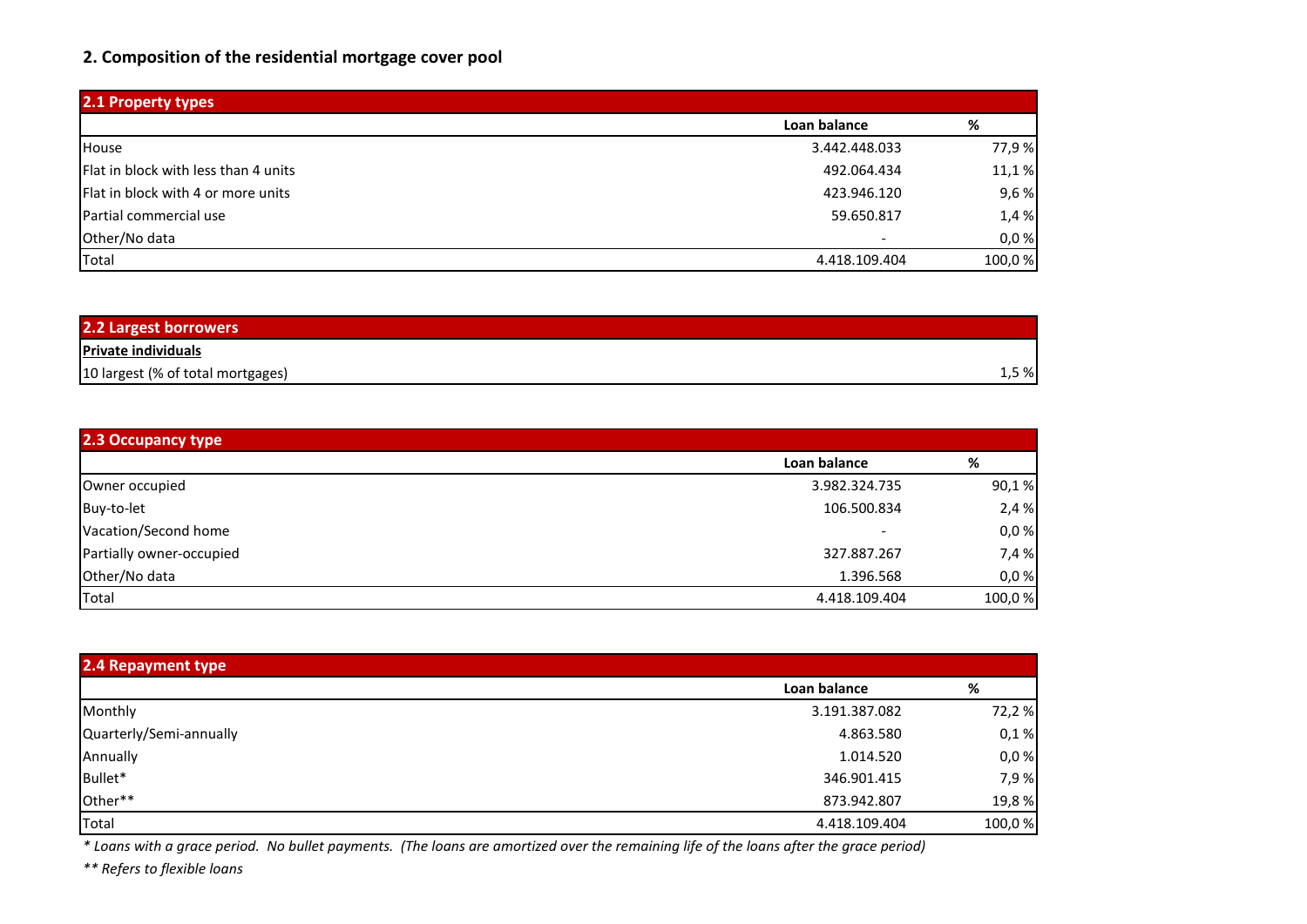## 2. Composition of the residential mortgage cover pool

| 2.1 Property types | Loan balance | % |
|---|---|---|
| House | 3.442.448.033 | 77,9 % |
| Flat in block with less than 4 units | 492.064.434 | 11,1 % |
| Flat in block with 4 or more units | 423.946.120 | 9,6 % |
| Partial commercial use | 59.650.817 | 1,4 % |
| Other/No data | - | 0,0 % |
| Total | 4.418.109.404 | 100,0 % |

| 2.2 Largest borrowers | |
|---|---|
| **Private individuals** | |
| 10 largest (% of total mortgages) | 1,5 % |

| 2.3 Occupancy type | Loan balance | % |
|---|---|---|
| Owner occupied | 3.982.324.735 | 90,1 % |
| Buy-to-let | 106.500.834 | 2,4 % |
| Vacation/Second home | - | 0,0 % |
| Partially owner-occupied | 327.887.267 | 7,4 % |
| Other/No data | 1.396.568 | 0,0 % |
| Total | 4.418.109.404 | 100,0 % |

| 2.4 Repayment type | Loan balance | % |
|---|---|---|
| Monthly | 3.191.387.082 | 72,2 % |
| Quarterly/Semi-annually | 4.863.580 | 0,1 % |
| Annually | 1.014.520 | 0,0 % |
| Bullet* | 346.901.415 | 7,9 % |
| Other** | 873.942.807 | 19,8 % |
| Total | 4.418.109.404 | 100,0 % |

*\* Loans with a grace period. No bullet payments. (The loans are amortized over the remaining life of the loans after the grace period)*

*\*\* Refers to flexible loans*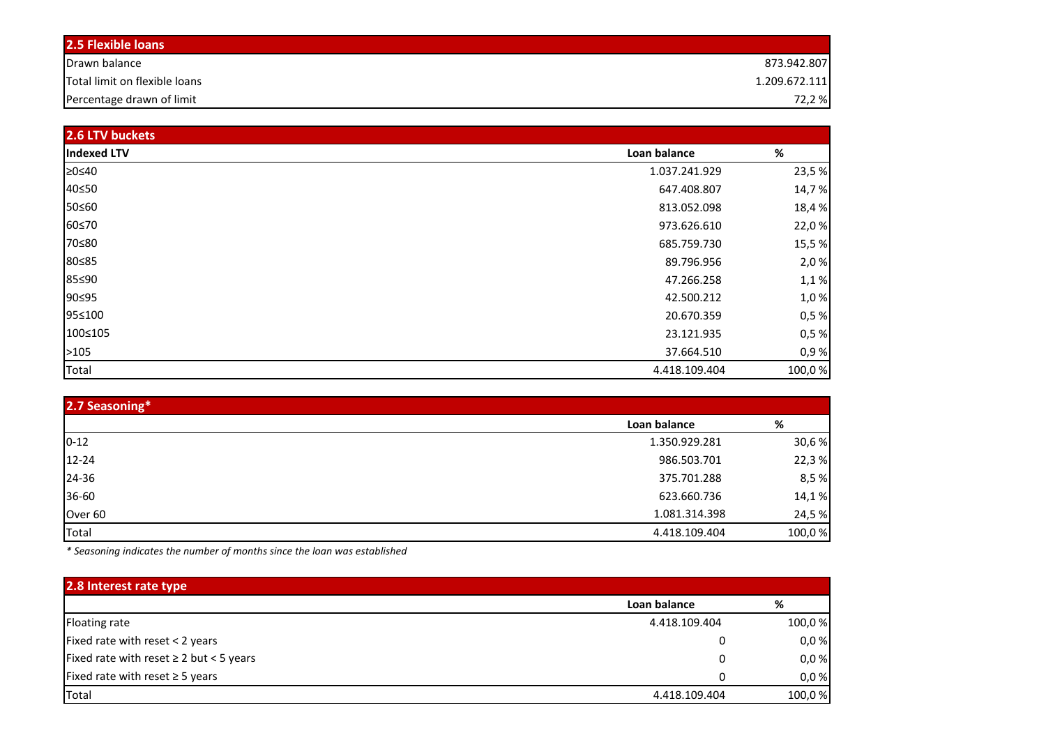## 2.5 Flexible loans

| | |
|---|---|
| Drawn balance | 873.942.807 |
| Total limit on flexible loans | 1.209.672.111 |
| Percentage drawn of limit | 72,2 % |

## 2.6 LTV buckets

| Indexed LTV | Loan balance | % |
|---|---|---|
| ≥0≤40 | 1.037.241.929 | 23,5 % |
| 40≤50 | 647.408.807 | 14,7 % |
| 50≤60 | 813.052.098 | 18,4 % |
| 60≤70 | 973.626.610 | 22,0 % |
| 70≤80 | 685.759.730 | 15,5 % |
| 80≤85 | 89.796.956 | 2,0 % |
| 85≤90 | 47.266.258 | 1,1 % |
| 90≤95 | 42.500.212 | 1,0 % |
| 95≤100 | 20.670.359 | 0,5 % |
| 100≤105 | 23.121.935 | 0,5 % |
| >105 | 37.664.510 | 0,9 % |
| Total | 4.418.109.404 | 100,0 % |

## 2.7 Seasoning*

| | Loan balance | % |
|---|---|---|
| 0-12 | 1.350.929.281 | 30,6 % |
| 12-24 | 986.503.701 | 22,3 % |
| 24-36 | 375.701.288 | 8,5 % |
| 36-60 | 623.660.736 | 14,1 % |
| Over 60 | 1.081.314.398 | 24,5 % |
| Total | 4.418.109.404 | 100,0 % |

*\* Seasoning indicates the number of months since the loan was established*

## 2.8 Interest rate type

| | Loan balance | % |
|---|---|---|
| Floating rate | 4.418.109.404 | 100,0 % |
| Fixed rate with reset < 2 years | 0 | 0,0 % |
| Fixed rate with reset ≥ 2 but < 5 years | 0 | 0,0 % |
| Fixed rate with reset ≥ 5 years | 0 | 0,0 % |
| Total | 4.418.109.404 | 100,0 % |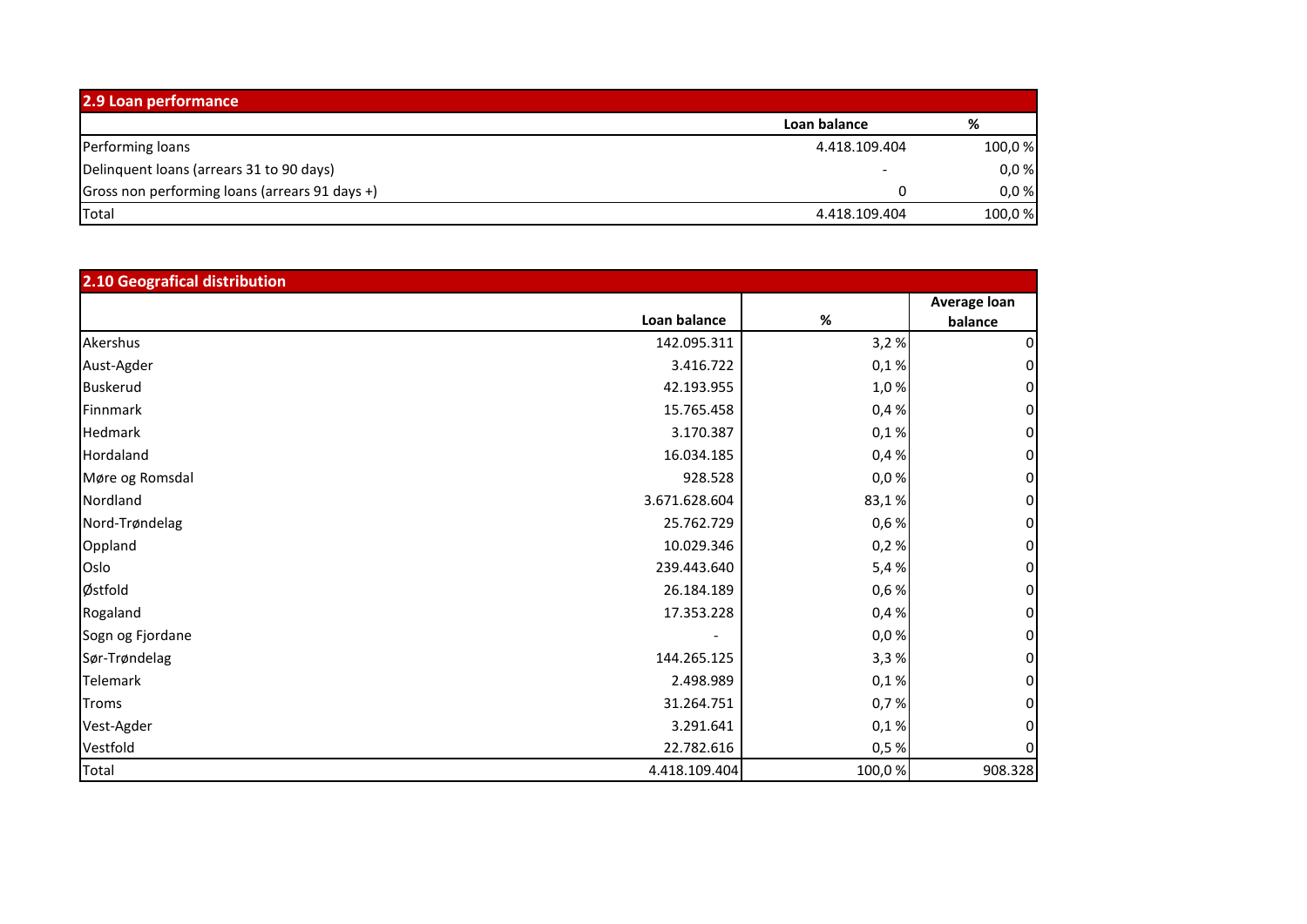## 2.9 Loan performance

| | Loan balance | % |
|---|---|---|
| Performing loans | 4.418.109.404 | 100,0 % |
| Delinquent loans (arrears 31 to 90 days) | - | 0,0 % |
| Gross non performing loans (arrears 91 days +) | 0 | 0,0 % |
| Total | 4.418.109.404 | 100,0 % |

## 2.10 Geografical distribution

| | Loan balance | % | Average loan balance |
|---|---|---|---|
| Akershus | 142.095.311 | 3,2 % | 0 |
| Aust-Agder | 3.416.722 | 0,1 % | 0 |
| Buskerud | 42.193.955 | 1,0 % | 0 |
| Finnmark | 15.765.458 | 0,4 % | 0 |
| Hedmark | 3.170.387 | 0,1 % | 0 |
| Hordaland | 16.034.185 | 0,4 % | 0 |
| Møre og Romsdal | 928.528 | 0,0 % | 0 |
| Nordland | 3.671.628.604 | 83,1 % | 0 |
| Nord-Trøndelag | 25.762.729 | 0,6 % | 0 |
| Oppland | 10.029.346 | 0,2 % | 0 |
| Oslo | 239.443.640 | 5,4 % | 0 |
| Østfold | 26.184.189 | 0,6 % | 0 |
| Rogaland | 17.353.228 | 0,4 % | 0 |
| Sogn og Fjordane | - | 0,0 % | 0 |
| Sør-Trøndelag | 144.265.125 | 3,3 % | 0 |
| Telemark | 2.498.989 | 0,1 % | 0 |
| Troms | 31.264.751 | 0,7 % | 0 |
| Vest-Agder | 3.291.641 | 0,1 % | 0 |
| Vestfold | 22.782.616 | 0,5 % | 0 |
| Total | 4.418.109.404 | 100,0 % | 908.328 |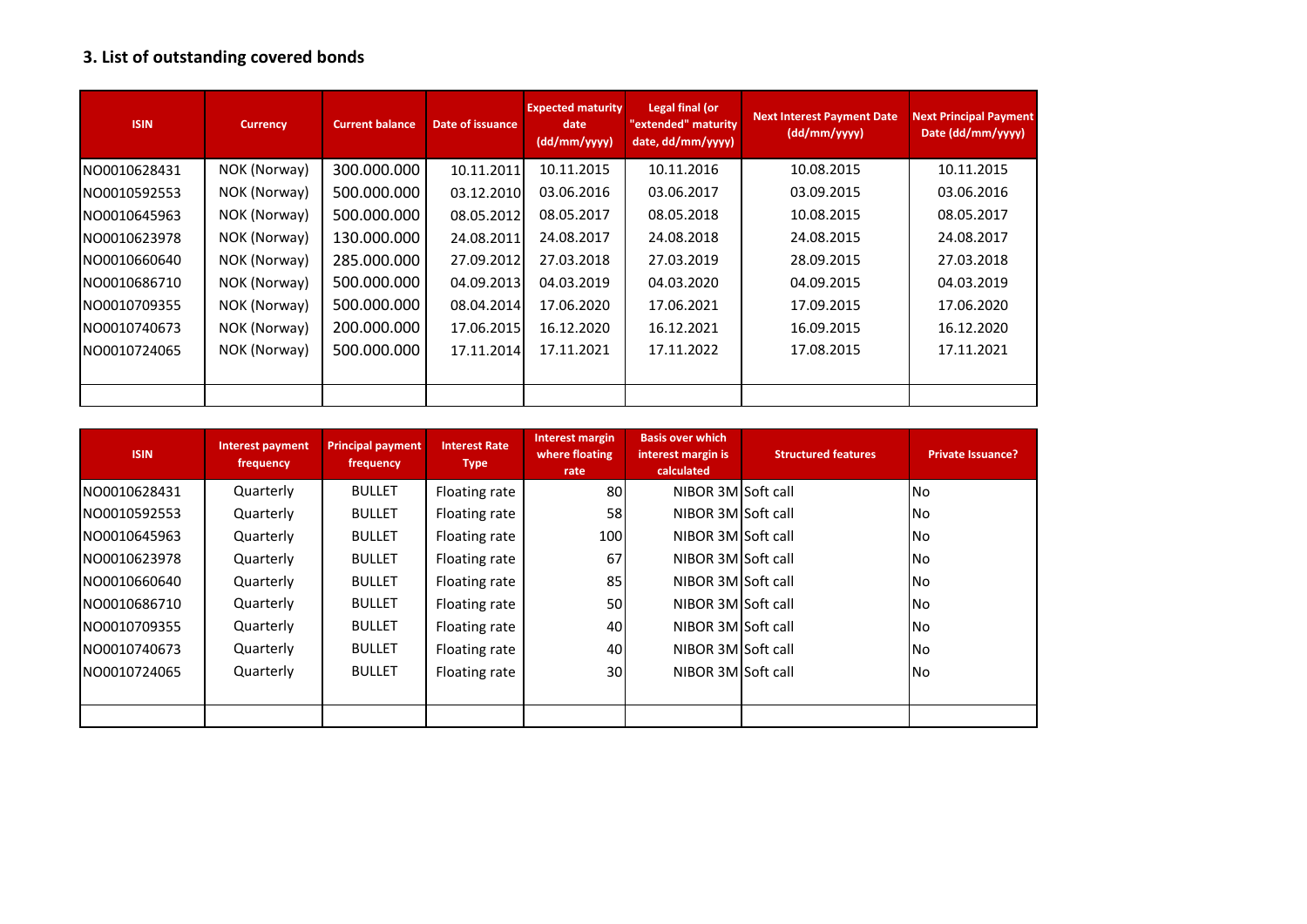### 3. List of outstanding covered bonds

| ISIN | Currency | Current balance | Date of issuance | Expected maturity date (dd/mm/yyyy) | Legal final (or "extended" maturity date, dd/mm/yyyy) | Next Interest Payment Date (dd/mm/yyyy) | Next Principal Payment Date (dd/mm/yyyy) |
|---|---|---|---|---|---|---|---|
| NO0010628431 | NOK (Norway) | 300.000.000 | 10.11.2011 | 10.11.2015 | 10.11.2016 | 10.08.2015 | 10.11.2015 |
| NO0010592553 | NOK (Norway) | 500.000.000 | 03.12.2010 | 03.06.2016 | 03.06.2017 | 03.09.2015 | 03.06.2016 |
| NO0010645963 | NOK (Norway) | 500.000.000 | 08.05.2012 | 08.05.2017 | 08.05.2018 | 10.08.2015 | 08.05.2017 |
| NO0010623978 | NOK (Norway) | 130.000.000 | 24.08.2011 | 24.08.2017 | 24.08.2018 | 24.08.2015 | 24.08.2017 |
| NO0010660640 | NOK (Norway) | 285.000.000 | 27.09.2012 | 27.03.2018 | 27.03.2019 | 28.09.2015 | 27.03.2018 |
| NO0010686710 | NOK (Norway) | 500.000.000 | 04.09.2013 | 04.03.2019 | 04.03.2020 | 04.09.2015 | 04.03.2019 |
| NO0010709355 | NOK (Norway) | 500.000.000 | 08.04.2014 | 17.06.2020 | 17.06.2021 | 17.09.2015 | 17.06.2020 |
| NO0010740673 | NOK (Norway) | 200.000.000 | 17.06.2015 | 16.12.2020 | 16.12.2021 | 16.09.2015 | 16.12.2020 |
| NO0010724065 | NOK (Norway) | 500.000.000 | 17.11.2014 | 17.11.2021 | 17.11.2022 | 17.08.2015 | 17.11.2021 |

| ISIN | Interest payment frequency | Principal payment frequency | Interest Rate Type | Interest margin where floating rate | Basis over which interest margin is calculated | Structured features | Private Issuance? |
|---|---|---|---|---|---|---|---|
| NO0010628431 | Quarterly | BULLET | Floating rate | 80 | NIBOR 3M | Soft call | No |
| NO0010592553 | Quarterly | BULLET | Floating rate | 58 | NIBOR 3M | Soft call | No |
| NO0010645963 | Quarterly | BULLET | Floating rate | 100 | NIBOR 3M | Soft call | No |
| NO0010623978 | Quarterly | BULLET | Floating rate | 67 | NIBOR 3M | Soft call | No |
| NO0010660640 | Quarterly | BULLET | Floating rate | 85 | NIBOR 3M | Soft call | No |
| NO0010686710 | Quarterly | BULLET | Floating rate | 50 | NIBOR 3M | Soft call | No |
| NO0010709355 | Quarterly | BULLET | Floating rate | 40 | NIBOR 3M | Soft call | No |
| NO0010740673 | Quarterly | BULLET | Floating rate | 40 | NIBOR 3M | Soft call | No |
| NO0010724065 | Quarterly | BULLET | Floating rate | 30 | NIBOR 3M | Soft call | No |